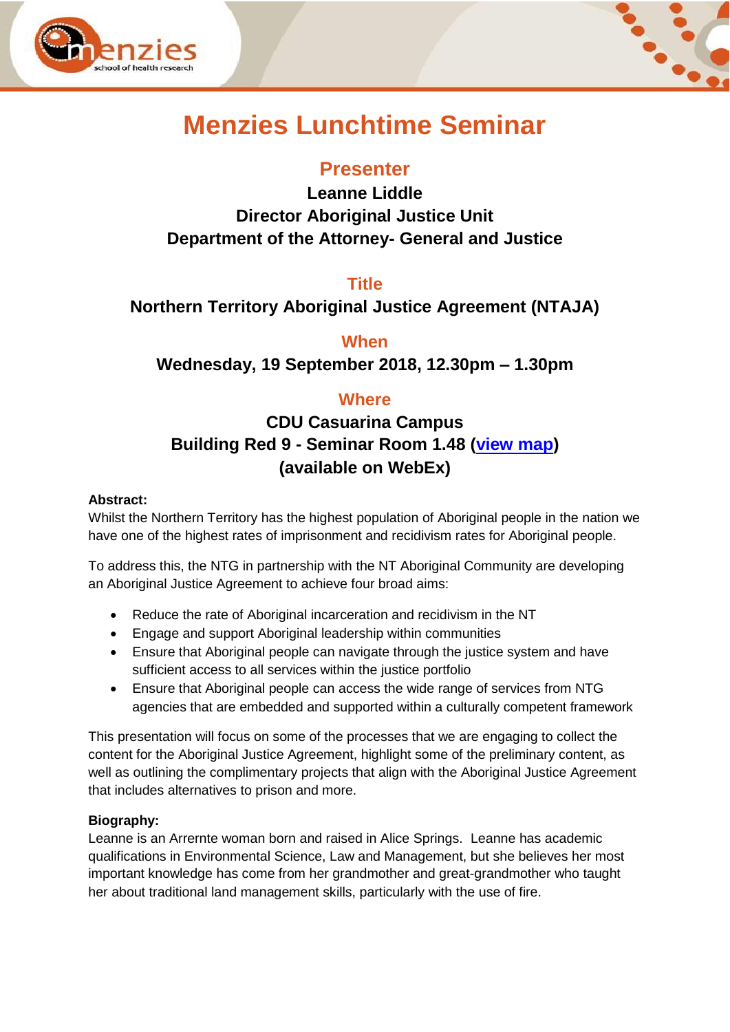# Menzies Lunchtime Seminar

## Presenter

**Leanne Liddle**
**Director Aboriginal Justice Unit**
**Department of the Attorney- General and Justice**

## Title

**Northern Territory Aboriginal Justice Agreement (NTAJA)**

## When

**Wednesday, 19 September 2018, 12.30pm – 1.30pm**

## Where

**CDU Casuarina Campus**
**Building Red 9 - Seminar Room 1.48 (view map)**
**(available on WebEx)**

**Abstract:**

Whilst the Northern Territory has the highest population of Aboriginal people in the nation we have one of the highest rates of imprisonment and recidivism rates for Aboriginal people.

To address this, the NTG in partnership with the NT Aboriginal Community are developing an Aboriginal Justice Agreement to achieve four broad aims:

- Reduce the rate of Aboriginal incarceration and recidivism in the NT
- Engage and support Aboriginal leadership within communities
- Ensure that Aboriginal people can navigate through the justice system and have sufficient access to all services within the justice portfolio
- Ensure that Aboriginal people can access the wide range of services from NTG agencies that are embedded and supported within a culturally competent framework

This presentation will focus on some of the processes that we are engaging to collect the content for the Aboriginal Justice Agreement, highlight some of the preliminary content, as well as outlining the complimentary projects that align with the Aboriginal Justice Agreement that includes alternatives to prison and more.

**Biography:**

Leanne is an Arrernte woman born and raised in Alice Springs. Leanne has academic qualifications in Environmental Science, Law and Management, but she believes her most important knowledge has come from her grandmother and great-grandmother who taught her about traditional land management skills, particularly with the use of fire.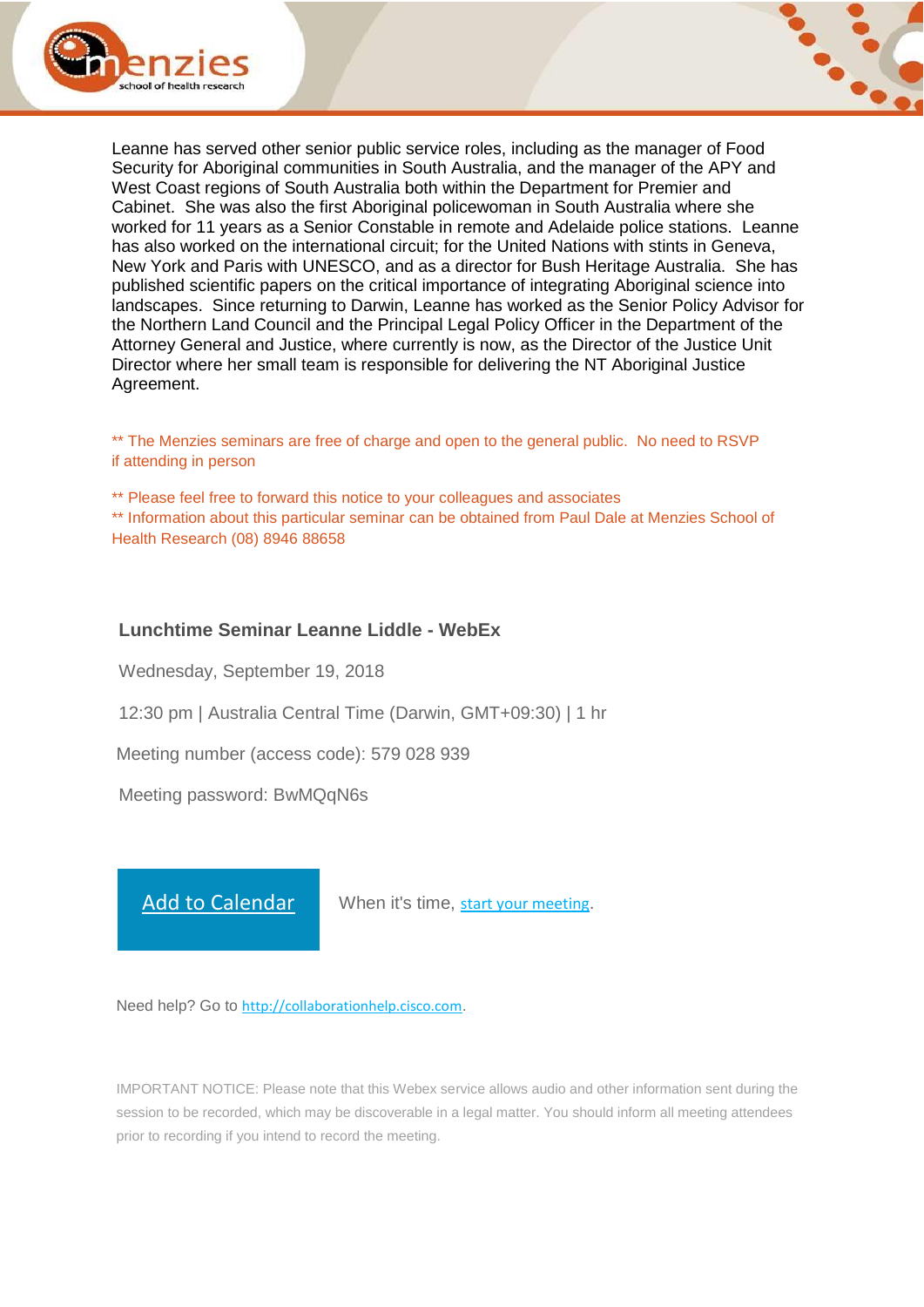Leanne has served other senior public service roles, including as the manager of Food Security for Aboriginal communities in South Australia, and the manager of the APY and West Coast regions of South Australia both within the Department for Premier and Cabinet. She was also the first Aboriginal policewoman in South Australia where she worked for 11 years as a Senior Constable in remote and Adelaide police stations. Leanne has also worked on the international circuit; for the United Nations with stints in Geneva, New York and Paris with UNESCO, and as a director for Bush Heritage Australia. She has published scientific papers on the critical importance of integrating Aboriginal science into landscapes. Since returning to Darwin, Leanne has worked as the Senior Policy Advisor for the Northern Land Council and the Principal Legal Policy Officer in the Department of the Attorney General and Justice, where currently is now, as the Director of the Justice Unit Director where her small team is responsible for delivering the NT Aboriginal Justice Agreement.

** The Menzies seminars are free of charge and open to the general public. No need to RSVP if attending in person

** Please feel free to forward this notice to your colleagues and associates

** Information about this particular seminar can be obtained from Paul Dale at Menzies School of Health Research (08) 8946 88658

**Lunchtime Seminar Leanne Liddle - WebEx**

Wednesday, September 19, 2018

12:30 pm | Australia Central Time (Darwin, GMT+09:30) | 1 hr

Meeting number (access code): 579 028 939

Meeting password: BwMQqN6s

Add to Calendar

When it's time, start your meeting.

Need help? Go to http://collaborationhelp.cisco.com.

IMPORTANT NOTICE: Please note that this Webex service allows audio and other information sent during the session to be recorded, which may be discoverable in a legal matter. You should inform all meeting attendees prior to recording if you intend to record the meeting.